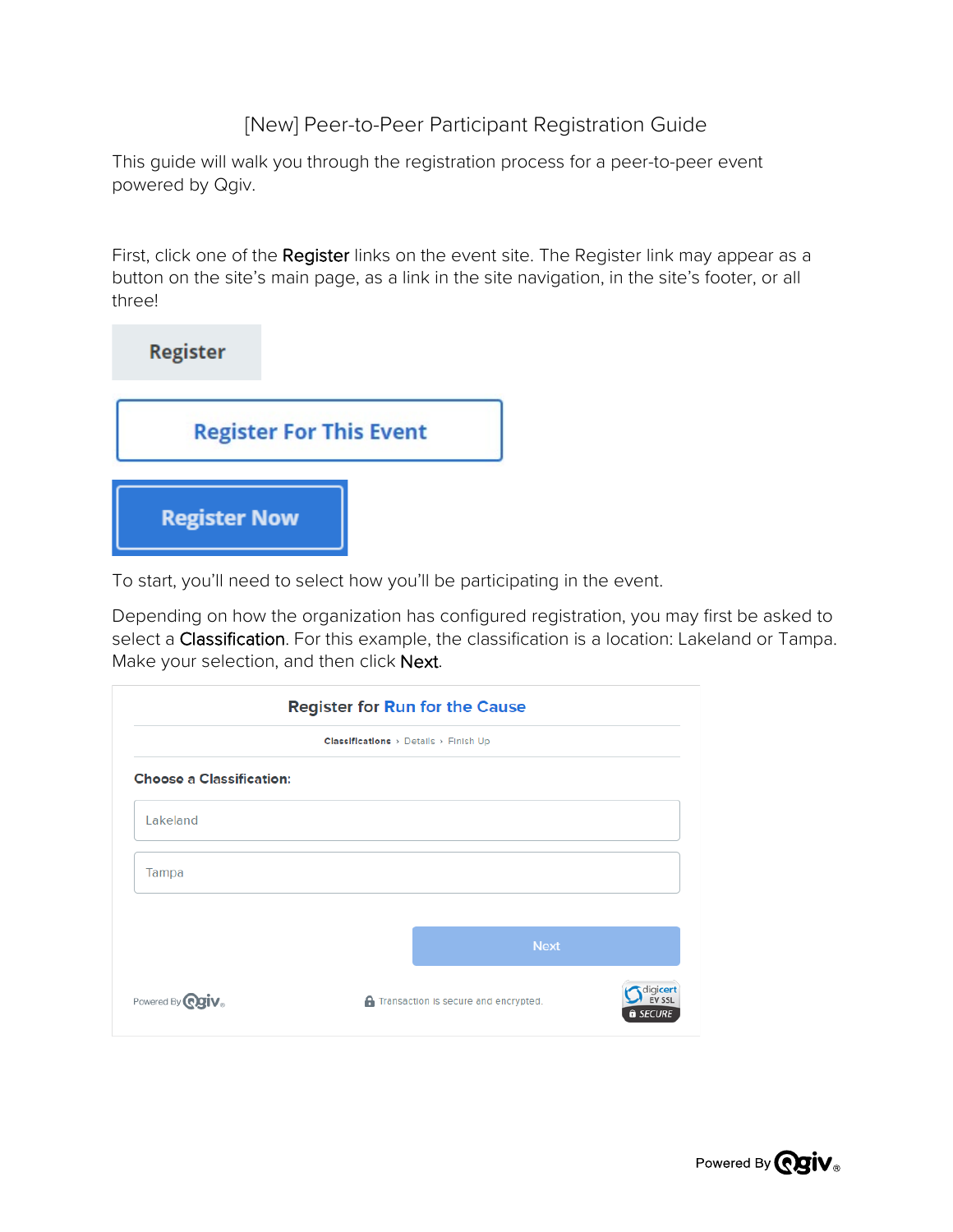# [New] Peer-to-Peer Participant Registration Guide

This guide will walk you through the registration process for a peer-to-peer event powered by Qgiv.

First, click one of the **Register** links on the event site. The Register link may appear as a button on the site's main page, as a link in the site navigation, in the site's footer, or all three!

Register

Register For This Event

Register Now

To start, you'll need to select how you'll be participating in the event.

Depending on how the organization has configured registration, you may first be asked to select a **Classification**. For this example, the classification is a location: Lakeland or Tampa. Make your selection, and then click **Next**.

Register for Run for the Cause

Classifications › Details › Finish Up

Choose a Classification:

Lakeland

Tampa

Next

Powered By Qgiv

Transaction is secure and encrypted.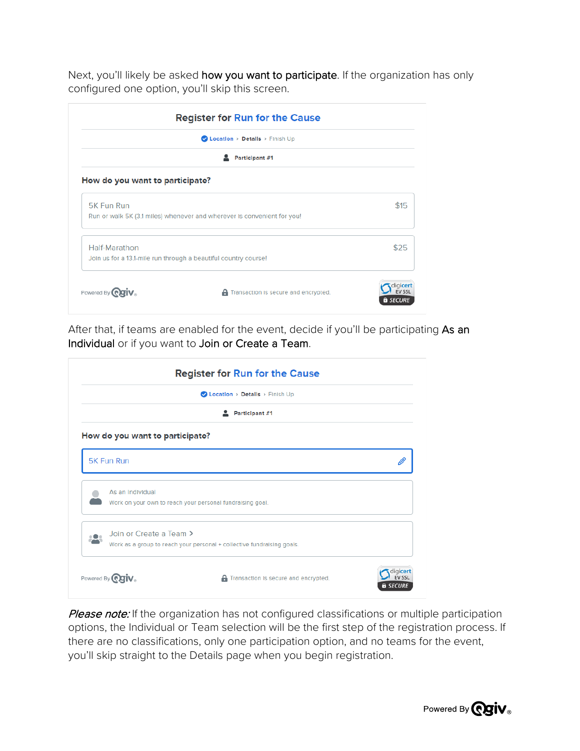Next, you'll likely be asked **how you want to participate**. If the organization has only configured one option, you'll skip this screen.

**Register for Run for the Cause**

Location › Details › Finish Up

Participant #1

**How do you want to participate?**

5K Fun Run — $15
Run or walk 5K (3.1 miles) whenever and wherever is convenient for you!

Half-Marathon — $25
Join us for a 13.1-mile run through a beautiful country course!

Powered By Qgiv. Transaction is secure and encrypted. digicert EV SSL SECURE

After that, if teams are enabled for the event, decide if you'll be participating **As an Individual** or if you want to **Join or Create a Team**.

**Register for Run for the Cause**

Location › Details › Finish Up

Participant #1

**How do you want to participate?**

5K Fun Run

As an Individual
Work on your own to reach your personal fundraising goal.

Join or Create a Team >
Work as a group to reach your personal + collective fundraising goals.

Powered By Qgiv. Transaction is secure and encrypted. digicert EV SSL SECURE

*Please note:* If the organization has not configured classifications or multiple participation options, the Individual or Team selection will be the first step of the registration process. If there are no classifications, only one participation option, and no teams for the event, you'll skip straight to the Details page when you begin registration.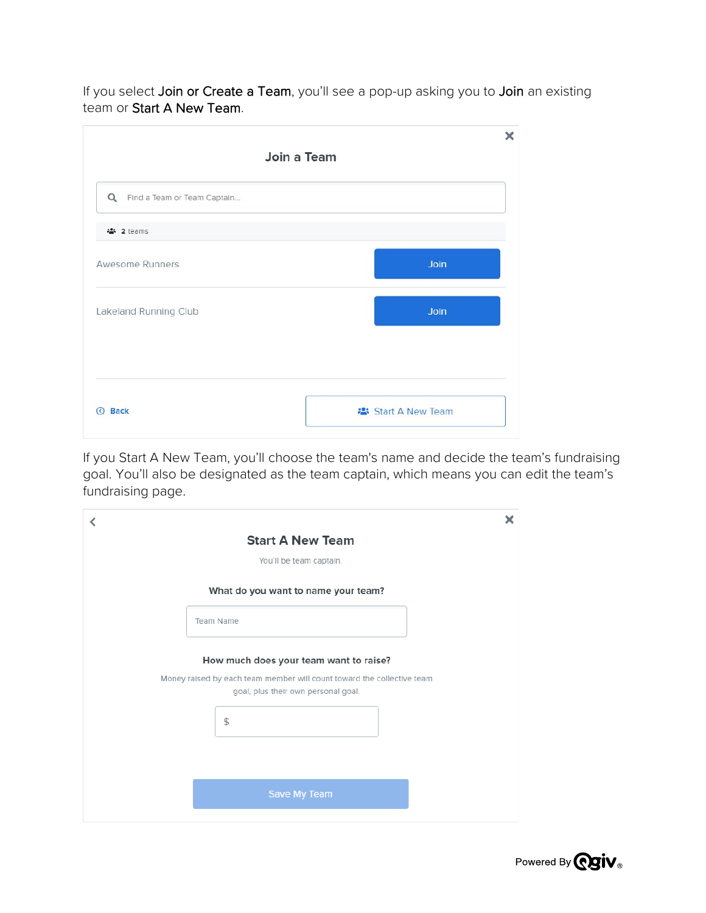If you select **Join or Create a Team**, you'll see a pop-up asking you to **Join** an existing team or **Start A New Team**.

Join a Team

Find a Team or Team Captain...

2 teams

Awesome Runners — Join

Lakeland Running Club — Join

Back

Start A New Team

If you Start A New Team, you'll choose the team's name and decide the team's fundraising goal. You'll also be designated as the team captain, which means you can edit the team's fundraising page.

Start A New Team

You'll be team captain.

What do you want to name your team?

Team Name

How much does your team want to raise?

Money raised by each team member will count toward the collective team goal, plus their own personal goal.

$

Save My Team

Powered By Qgiv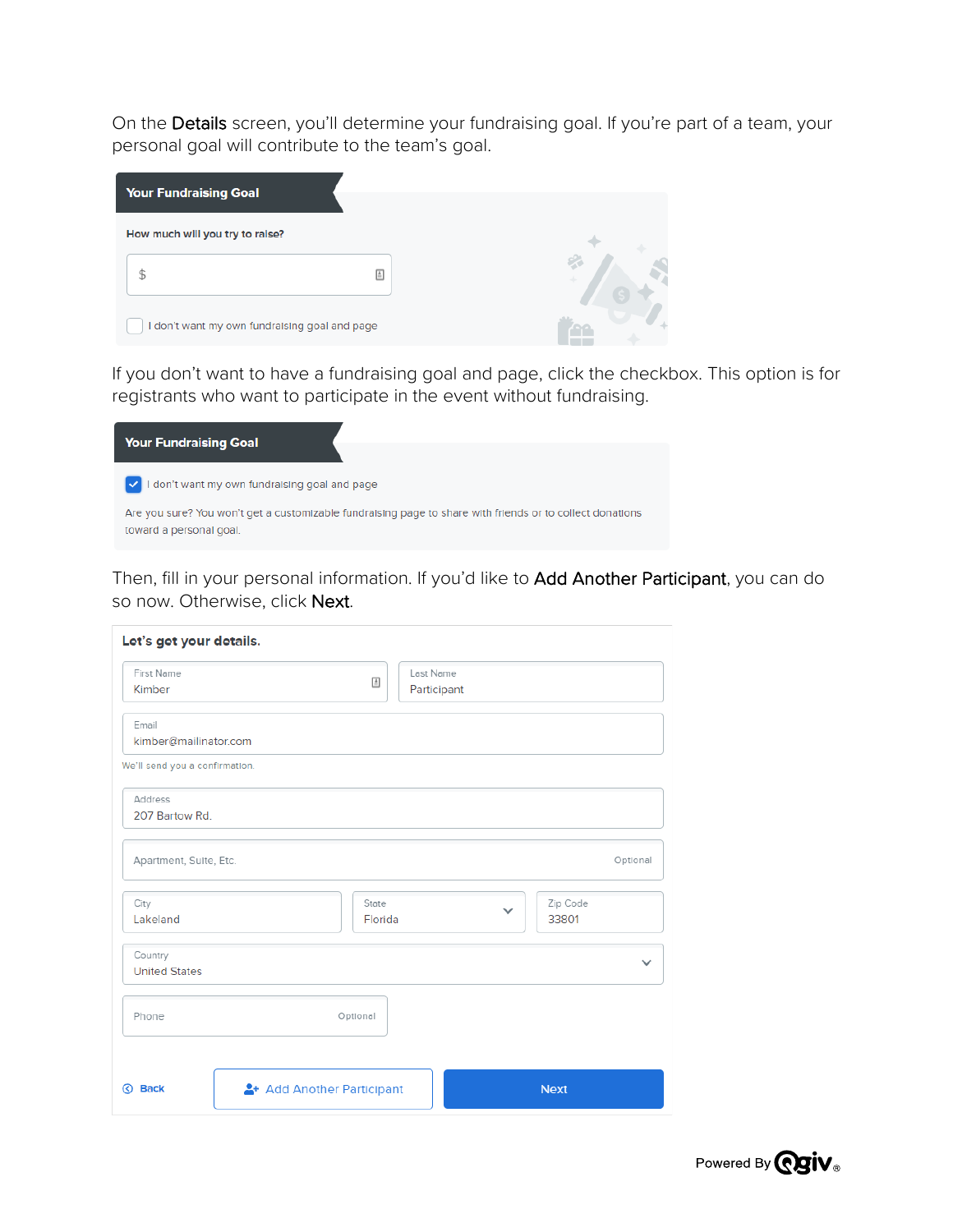On the **Details** screen, you'll determine your fundraising goal. If you're part of a team, your personal goal will contribute to the team's goal.

**Your Fundraising Goal**

How much will you try to raise?

$

I don't want my own fundraising goal and page

If you don't want to have a fundraising goal and page, click the checkbox. This option is for registrants who want to participate in the event without fundraising.

**Your Fundraising Goal**

I don't want my own fundraising goal and page

Are you sure? You won't get a customizable fundraising page to share with friends or to collect donations toward a personal goal.

Then, fill in your personal information. If you'd like to **Add Another Participant**, you can do so now. Otherwise, click **Next**.

**Let's get your details.**

First Name: Kimber

Last Name: Participant

Email: kimber@mailinator.com

We'll send you a confirmation.

Address: 207 Bartow Rd.

Apartment, Suite, Etc. (Optional)

City: Lakeland

State: Florida

Zip Code: 33801

Country: United States

Phone (Optional)

Back | Add Another Participant | Next

Powered By Qgiv®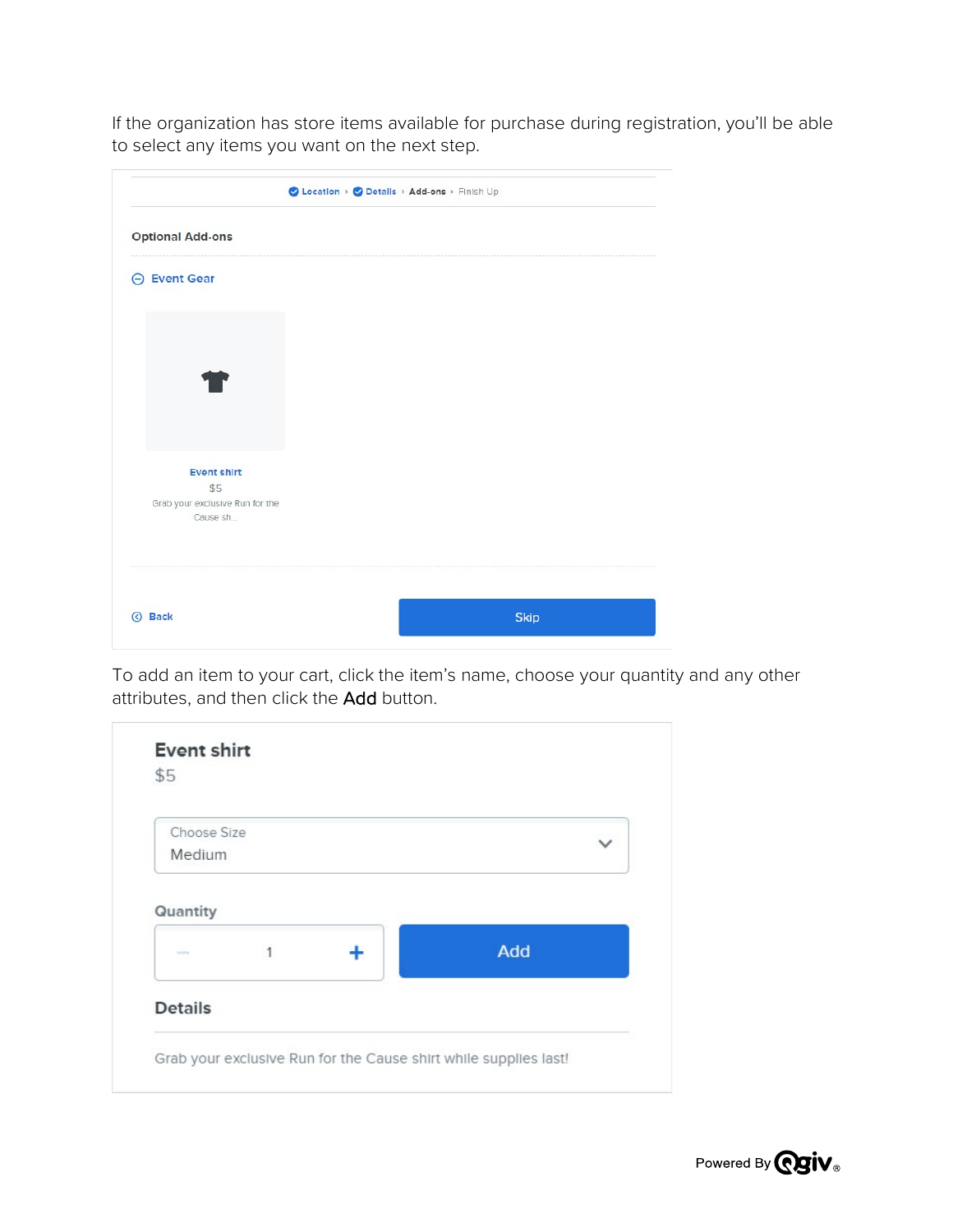If the organization has store items available for purchase during registration, you'll be able to select any items you want on the next step.

Location › Details › Add-ons › Finish Up

Optional Add-ons

Event Gear

Event shirt
$5
Grab your exclusive Run for the Cause sh...

Back

Skip

To add an item to your cart, click the item's name, choose your quantity and any other attributes, and then click the **Add** button.

Event shirt
$5

Choose Size
Medium

Quantity
1

Add

Details

Grab your exclusive Run for the Cause shirt while supplies last!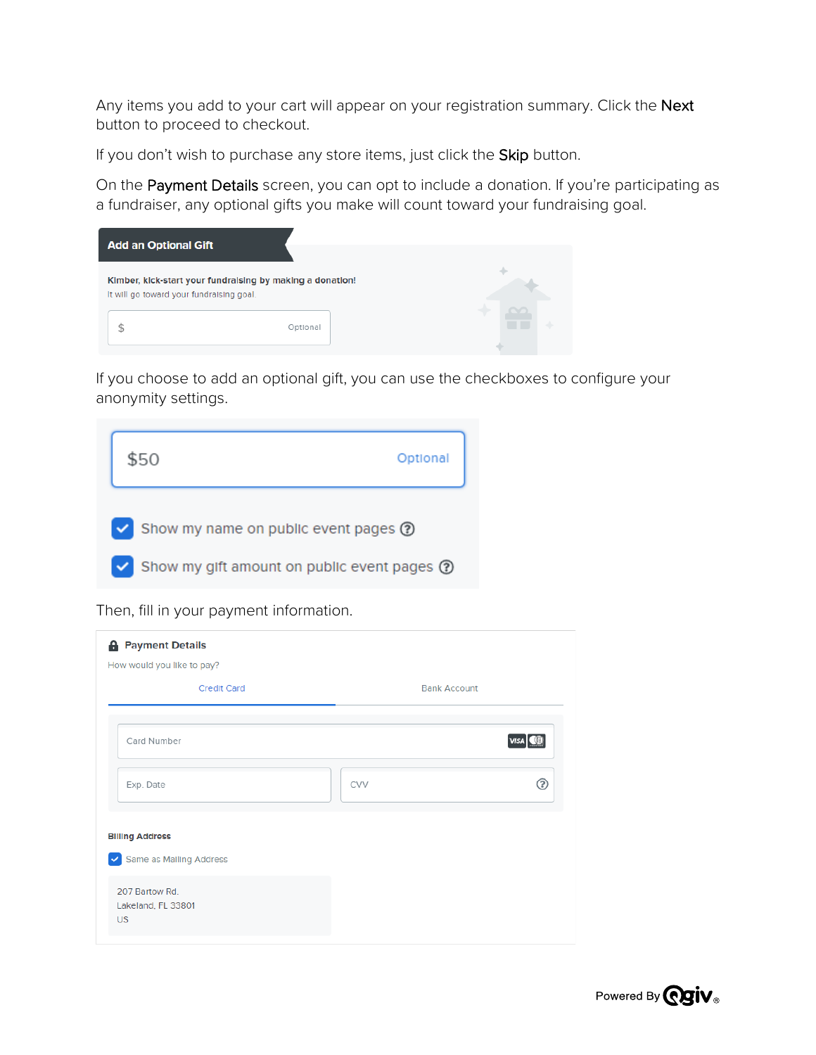Any items you add to your cart will appear on your registration summary. Click the **Next** button to proceed to checkout.

If you don't wish to purchase any store items, just click the **Skip** button.

On the **Payment Details** screen, you can opt to include a donation. If you're participating as a fundraiser, any optional gifts you make will count toward your fundraising goal.

**Add an Optional Gift**

**Kimber, kick-start your fundraising by making a donation!**
It will go toward your fundraising goal

$ Optional

If you choose to add an optional gift, you can use the checkboxes to configure your anonymity settings.

$50 Optional

- [x] Show my name on public event pages
- [x] Show my gift amount on public event pages

Then, fill in your payment information.

**Payment Details**

How would you like to pay?

Credit Card | Bank Account

Card Number

Exp. Date

CVV

**Billing Address**

- [x] Same as Mailing Address

207 Bartow Rd.
Lakeland, FL 33801
US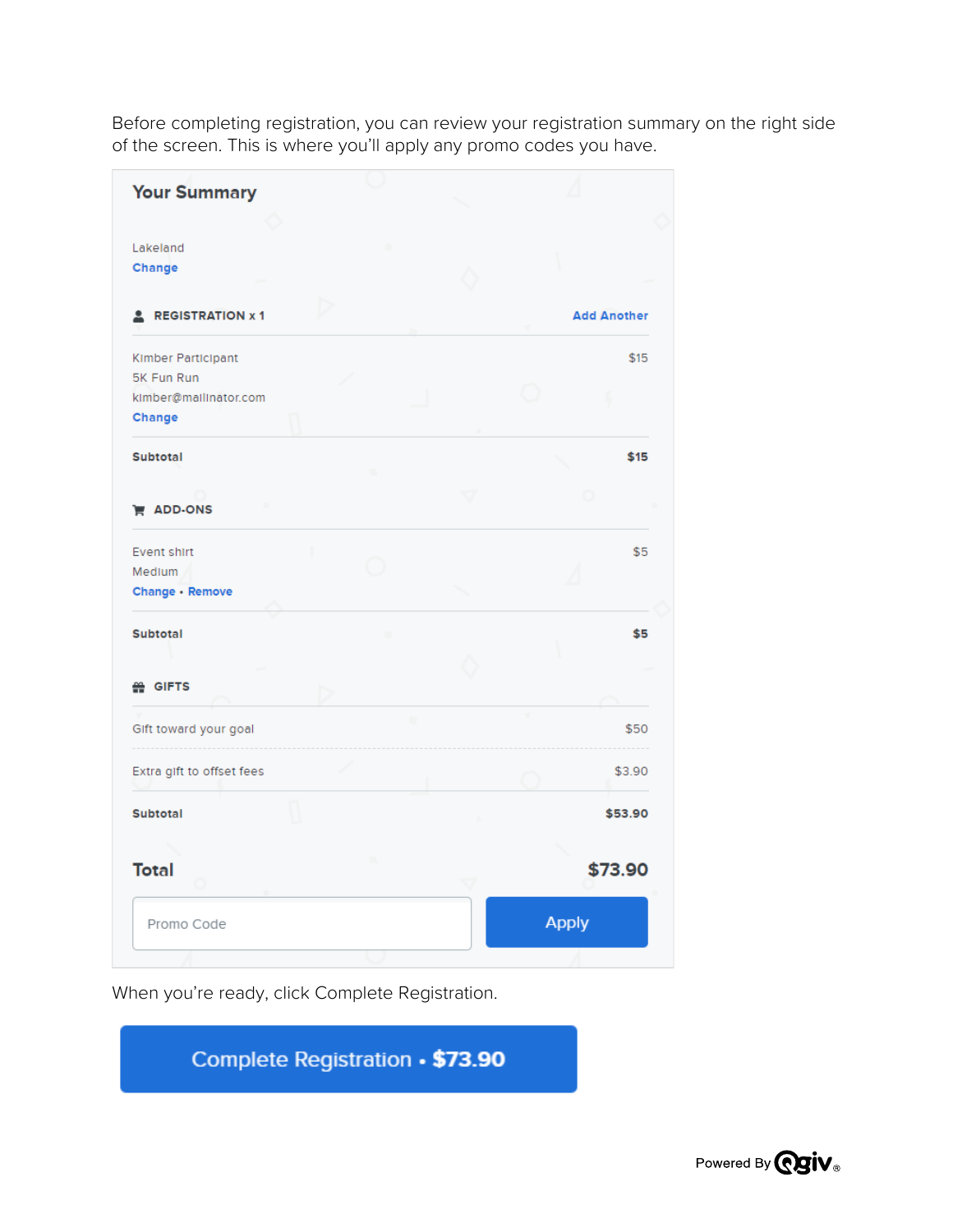Before completing registration, you can review your registration summary on the right side of the screen. This is where you'll apply any promo codes you have.

## Your Summary

Lakeland
Change

**REGISTRATION x 1** — Add Another

| | |
|---|---|
| Kimber Participant<br>5K Fun Run<br>kimber@mailinator.com<br>Change | $15 |
| **Subtotal** | **$15** |

**ADD-ONS**

| | |
|---|---|
| Event shirt<br>Medium<br>Change • Remove | $5 |
| **Subtotal** | **$5** |

**GIFTS**

| | |
|---|---|
| Gift toward your goal | $50 |
| Extra gift to offset fees | $3.90 |
| **Subtotal** | **$53.90** |

**Total** — **$73.90**

Promo Code — Apply

When you're ready, click Complete Registration.

Complete Registration • **$73.90**

Powered By Qgiv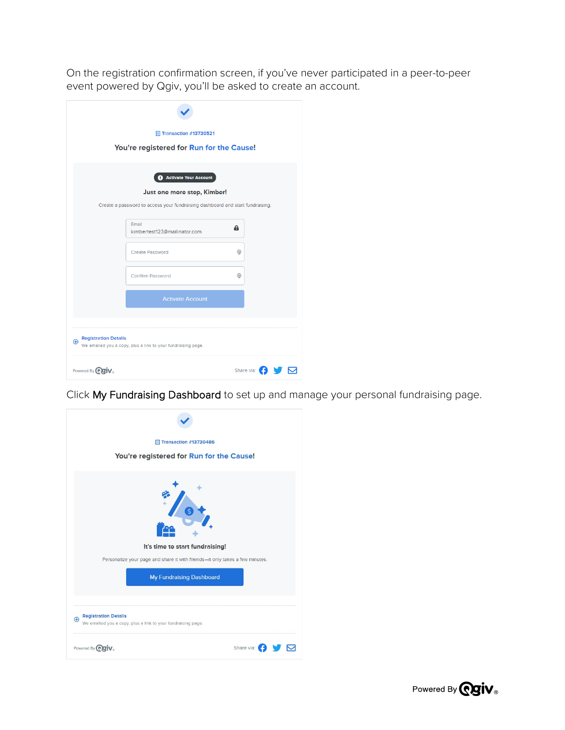On the registration confirmation screen, if you've never participated in a peer-to-peer event powered by Qgiv, you'll be asked to create an account.

Transaction #13730521

You're registered for Run for the Cause!

Activate Your Account

Just one more step, Kimber!

Create a password to access your fundraising dashboard and start fundraising.

Email
kimbertest123@mailinator.com

Create Password

Confirm Password

Activate Account

Registration Details
We emailed you a copy, plus a link to your fundraising page.

Powered By Qgiv.

Share via:

Click **My Fundraising Dashboard** to set up and manage your personal fundraising page.

Transaction #13730486

You're registered for Run for the Cause!

It's time to start fundraising!

Personalize your page and share it with friends—it only takes a few minutes.

My Fundraising Dashboard

Registration Details
We emailed you a copy, plus a link to your fundraising page.

Powered By Qgiv.

Share via: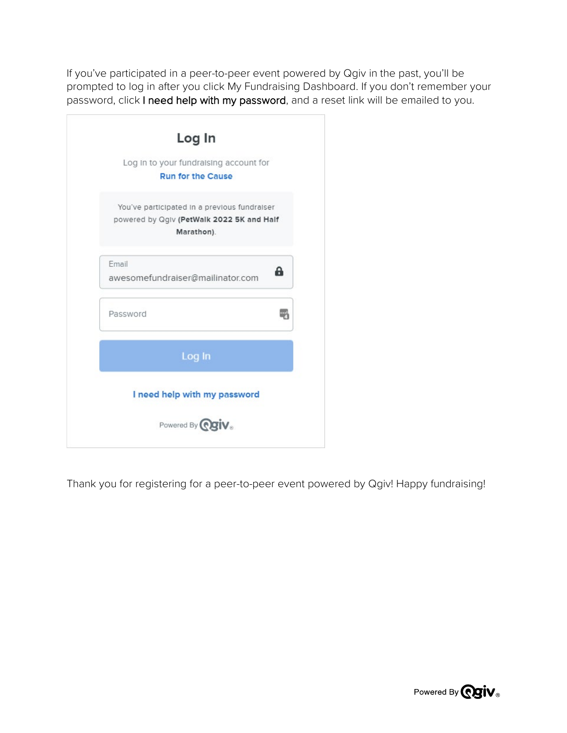If you've participated in a peer-to-peer event powered by Qgiv in the past, you'll be prompted to log in after you click My Fundraising Dashboard. If you don't remember your password, click **I need help with my password**, and a reset link will be emailed to you.

Log In

Log in to your fundraising account for
Run for the Cause

You've participated in a previous fundraiser powered by Qgiv **(PetWalk 2022 5K and Half Marathon)**.

Email
awesomefundraiser@mailinator.com

Password

Log In

I need help with my password

Powered By Qgiv

Thank you for registering for a peer-to-peer event powered by Qgiv! Happy fundraising!